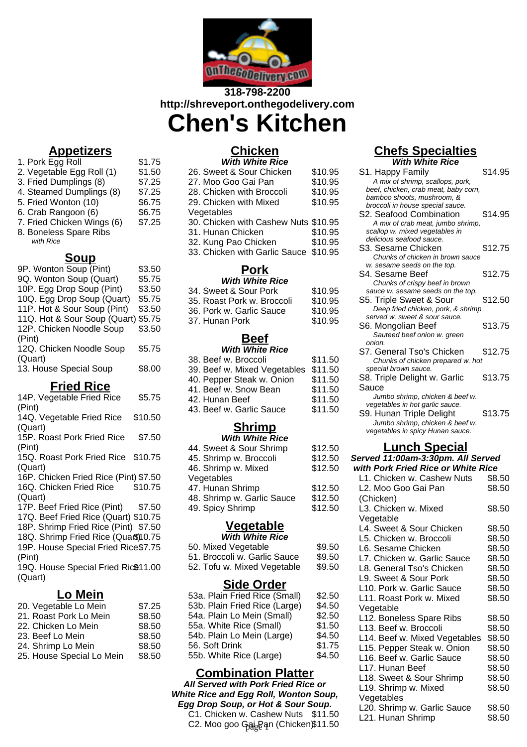318-798-2200

http://shreveport.onthegodelivery.com

# Chen's Kitchen

## Appetizers

| Item | Price |
|---|---|
| 1. Pork Egg Roll | $1.75 |
| 2. Vegetable Egg Roll (1) | $1.50 |
| 3. Fried Dumplings (8) | $7.25 |
| 4. Steamed Dumplings (8) | $7.25 |
| 5. Fried Wonton (10) | $6.75 |
| 6. Crab Rangoon (6) | $6.75 |
| 7. Fried Chicken Wings (6) | $7.25 |
| 8. Boneless Spare Ribs *with Rice* | |

## Soup

| Item | Price |
|---|---|
| 9P. Wonton Soup (Pint) | $3.50 |
| 9Q. Wonton Soup (Quart) | $5.75 |
| 10P. Egg Drop Soup (Pint) | $3.50 |
| 10Q. Egg Drop Soup (Quart) | $5.75 |
| 11P. Hot & Sour Soup (Pint) | $3.50 |
| 11Q. Hot & Sour Soup (Quart) | $5.75 |
| 12P. Chicken Noodle Soup (Pint) | $3.50 |
| 12Q. Chicken Noodle Soup (Quart) | $5.75 |
| 13. House Special Soup | $8.00 |

## Fried Rice

| Item | Price |
|---|---|
| 14P. Vegetable Fried Rice (Pint) | $5.75 |
| 14Q. Vegetable Fried Rice (Quart) | $10.50 |
| 15P. Roast Pork Fried Rice (Pint) | $7.50 |
| 15Q. Roast Pork Fried Rice (Quart) | $10.75 |
| 16P. Chicken Fried Rice (Pint) | $7.50 |
| 16Q. Chicken Fried Rice (Quart) | $10.75 |
| 17P. Beef Fried Rice (Pint) | $7.50 |
| 17Q. Beef Fried Rice (Quart) | $10.75 |
| 18P. Shrimp Fried Rice (Pint) | $7.50 |
| 18Q. Shrimp Fried Rice (Quart) | $10.75 |
| 19P. House Special Fried Rice (Pint) | $7.75 |
| 19Q. House Special Fried Rice (Quart) | $11.00 |

## Lo Mein

| Item | Price |
|---|---|
| 20. Vegetable Lo Mein | $7.25 |
| 21. Roast Pork Lo Mein | $8.50 |
| 22. Chicken Lo Mein | $8.50 |
| 23. Beef Lo Mein | $8.50 |
| 24. Shrimp Lo Mein | $8.50 |
| 25. House Special Lo Mein | $8.50 |

## Chicken

***With White Rice***

| Item | Price |
|---|---|
| 26. Sweet & Sour Chicken | $10.95 |
| 27. Moo Goo Gai Pan | $10.95 |
| 28. Chicken with Broccoli | $10.95 |
| 29. Chicken with Mixed Vegetables | $10.95 |
| 30. Chicken with Cashew Nuts | $10.95 |
| 31. Hunan Chicken | $10.95 |
| 32. Kung Pao Chicken | $10.95 |
| 33. Chicken with Garlic Sauce | $10.95 |

## Pork

***With White Rice***

| Item | Price |
|---|---|
| 34. Sweet & Sour Pork | $10.95 |
| 35. Roast Pork w. Broccoli | $10.95 |
| 36. Pork w. Garlic Sauce | $10.95 |
| 37. Hunan Pork | $10.95 |

## Beef

***With White Rice***

| Item | Price |
|---|---|
| 38. Beef w. Broccoli | $11.50 |
| 39. Beef w. Mixed Vegetables | $11.50 |
| 40. Pepper Steak w. Onion | $11.50 |
| 41. Beef w. Snow Bean | $11.50 |
| 42. Hunan Beef | $11.50 |
| 43. Beef w. Garlic Sauce | $11.50 |

## Shrimp

***With White Rice***

| Item | Price |
|---|---|
| 44. Sweet & Sour Shrimp | $12.50 |
| 45. Shrimp w. Broccoli | $12.50 |
| 46. Shrimp w. Mixed Vegetables | $12.50 |
| 47. Hunan Shrimp | $12.50 |
| 48. Shrimp w. Garlic Sauce | $12.50 |
| 49. Spicy Shrimp | $12.50 |

## Vegetable

***With White Rice***

| Item | Price |
|---|---|
| 50. Mixed Vegetable | $9.50 |
| 51. Broccoli w. Garlic Sauce | $9.50 |
| 52. Tofu w. Mixed Vegetable | $9.50 |

## Side Order

| Item | Price |
|---|---|
| 53a. Plain Fried Rice (Small) | $2.50 |
| 53b. Plain Fried Rice (Large) | $4.50 |
| 54a. Plain Lo Mein (Small) | $2.50 |
| 55a. White Rice (Small) | $1.50 |
| 54b. Plain Lo Mein (Large) | $4.50 |
| 56. Soft Drink | $1.75 |
| 55b. White Rice (Large) | $4.50 |

## Combination Platter

***All Served with Pork Fried Rice or White Rice and Egg Roll, Wonton Soup, Egg Drop Soup, or Hot & Sour Soup.***

| Item | Price |
|---|---|
| C1. Chicken w. Cashew Nuts | $11.50 |
| C2. Moo goo Gai Pan (Chicken) | $11.50 |

## Chefs Specialties

***With White Rice***

| Item | Price |
|---|---|
| S1. Happy Family<br>*A mix of shrimp, scallops, pork, beef, chicken, crab meat, baby corn, bamboo shoots, mushroom, & broccoli in house special sauce.* | $14.95 |
| S2. Seafood Combination<br>*A mix of crab meat, jumbo shrimp, scallop w. mixed vegetables in delicious seafood sauce.* | $14.95 |
| S3. Sesame Chicken<br>*Chunks of chicken in brown sauce w. sesame seeds on the top.* | $12.75 |
| S4. Sesame Beef<br>*Chunks of crispy beef in brown sauce w. sesame seeds on the top.* | $12.75 |
| S5. Triple Sweet & Sour<br>*Deep fried chicken, pork, & shrimp served w. sweet & sour sauce.* | $12.50 |
| S6. Mongolian Beef<br>*Sauteed beef onion w. green onion.* | $13.75 |
| S7. General Tso's Chicken<br>*Chunks of chicken prepared w. hot special brown sauce.* | $12.75 |
| S8. Triple Delight w. Garlic Sauce<br>*Jumbo shrimp, chicken & beef w. vegetables in hot garlic sauce.* | $13.75 |
| S9. Hunan Triple Delight<br>*Jumbo shrimp, chicken & beef w. vegetables in spicy Hunan sauce.* | $13.75 |

## Lunch Special

***Served 11:00am-3:30pm. All Served with Pork Fried Rice or White Rice***

| Item | Price |
|---|---|
| L1. Chicken w. Cashew Nuts | $8.50 |
| L2. Moo Goo Gai Pan (Chicken) | $8.50 |
| L3. Chicken w. Mixed Vegetable | $8.50 |
| L4. Sweet & Sour Chicken | $8.50 |
| L5. Chicken w. Broccoli | $8.50 |
| L6. Sesame Chicken | $8.50 |
| L7. Chicken w. Garlic Sauce | $8.50 |
| L8. General Tso's Chicken | $8.50 |
| L9. Sweet & Sour Pork | $8.50 |
| L10. Pork w. Garlic Sauce | $8.50 |
| L11. Roast Pork w. Mixed Vegetable | $8.50 |
| L12. Boneless Spare Ribs | $8.50 |
| L13. Beef w. Broccoli | $8.50 |
| L14. Beef w. Mixed Vegetables | $8.50 |
| L15. Pepper Steak w. Onion | $8.50 |
| L16. Beef w. Garlic Sauce | $8.50 |
| L17. Hunan Beef | $8.50 |
| L18. Sweet & Sour Shrimp | $8.50 |
| L19. Shrimp w. Mixed Vegetables | $8.50 |
| L20. Shrimp w. Garlic Sauce | $8.50 |
| L21. Hunan Shrimp | $8.50 |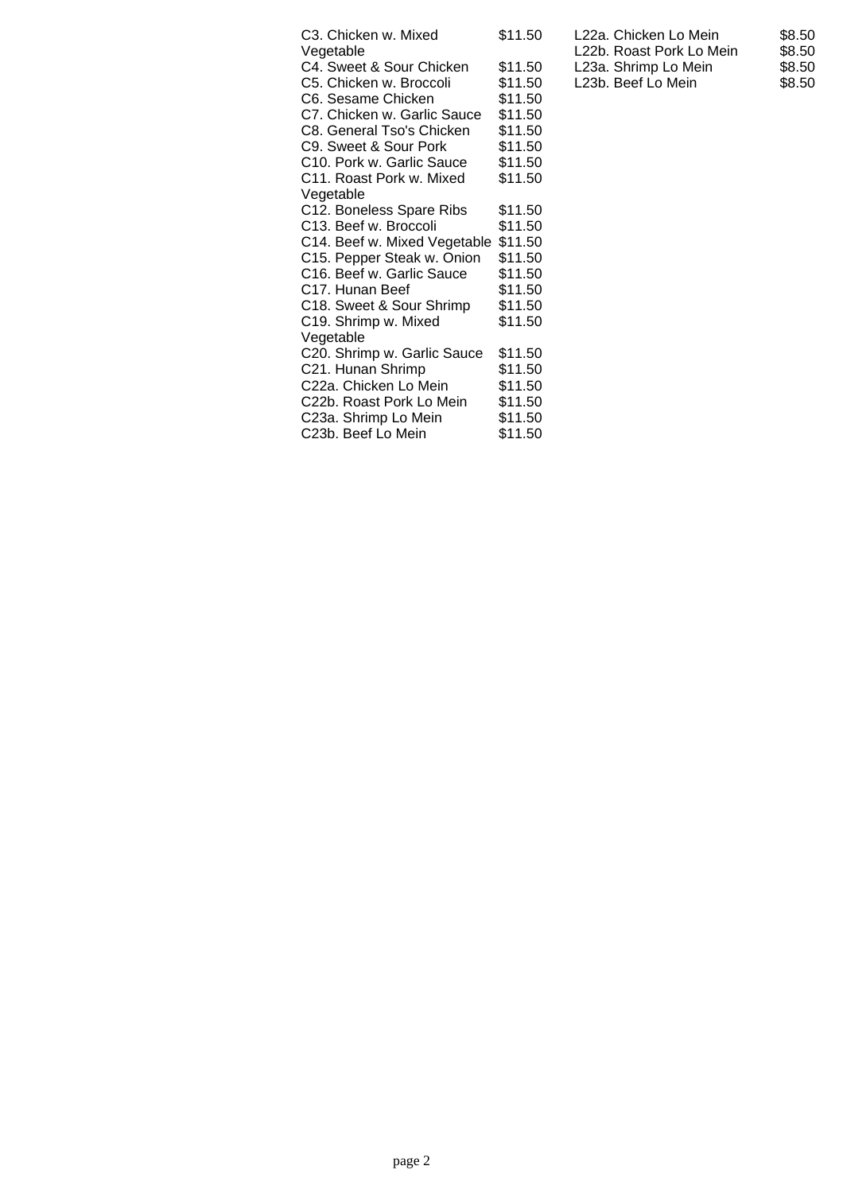| | |
|---|---|
| C3. Chicken w. Mixed Vegetable | $11.50 |
| C4. Sweet & Sour Chicken | $11.50 |
| C5. Chicken w. Broccoli | $11.50 |
| C6. Sesame Chicken | $11.50 |
| C7. Chicken w. Garlic Sauce | $11.50 |
| C8. General Tso's Chicken | $11.50 |
| C9. Sweet & Sour Pork | $11.50 |
| C10. Pork w. Garlic Sauce | $11.50 |
| C11. Roast Pork w. Mixed Vegetable | $11.50 |
| C12. Boneless Spare Ribs | $11.50 |
| C13. Beef w. Broccoli | $11.50 |
| C14. Beef w. Mixed Vegetable | $11.50 |
| C15. Pepper Steak w. Onion | $11.50 |
| C16. Beef w. Garlic Sauce | $11.50 |
| C17. Hunan Beef | $11.50 |
| C18. Sweet & Sour Shrimp | $11.50 |
| C19. Shrimp w. Mixed Vegetable | $11.50 |
| C20. Shrimp w. Garlic Sauce | $11.50 |
| C21. Hunan Shrimp | $11.50 |
| C22a. Chicken Lo Mein | $11.50 |
| C22b. Roast Pork Lo Mein | $11.50 |
| C23a. Shrimp Lo Mein | $11.50 |
| C23b. Beef Lo Mein | $11.50 |

| | |
|---|---|
| L22a. Chicken Lo Mein | $8.50 |
| L22b. Roast Pork Lo Mein | $8.50 |
| L23a. Shrimp Lo Mein | $8.50 |
| L23b. Beef Lo Mein | $8.50 |